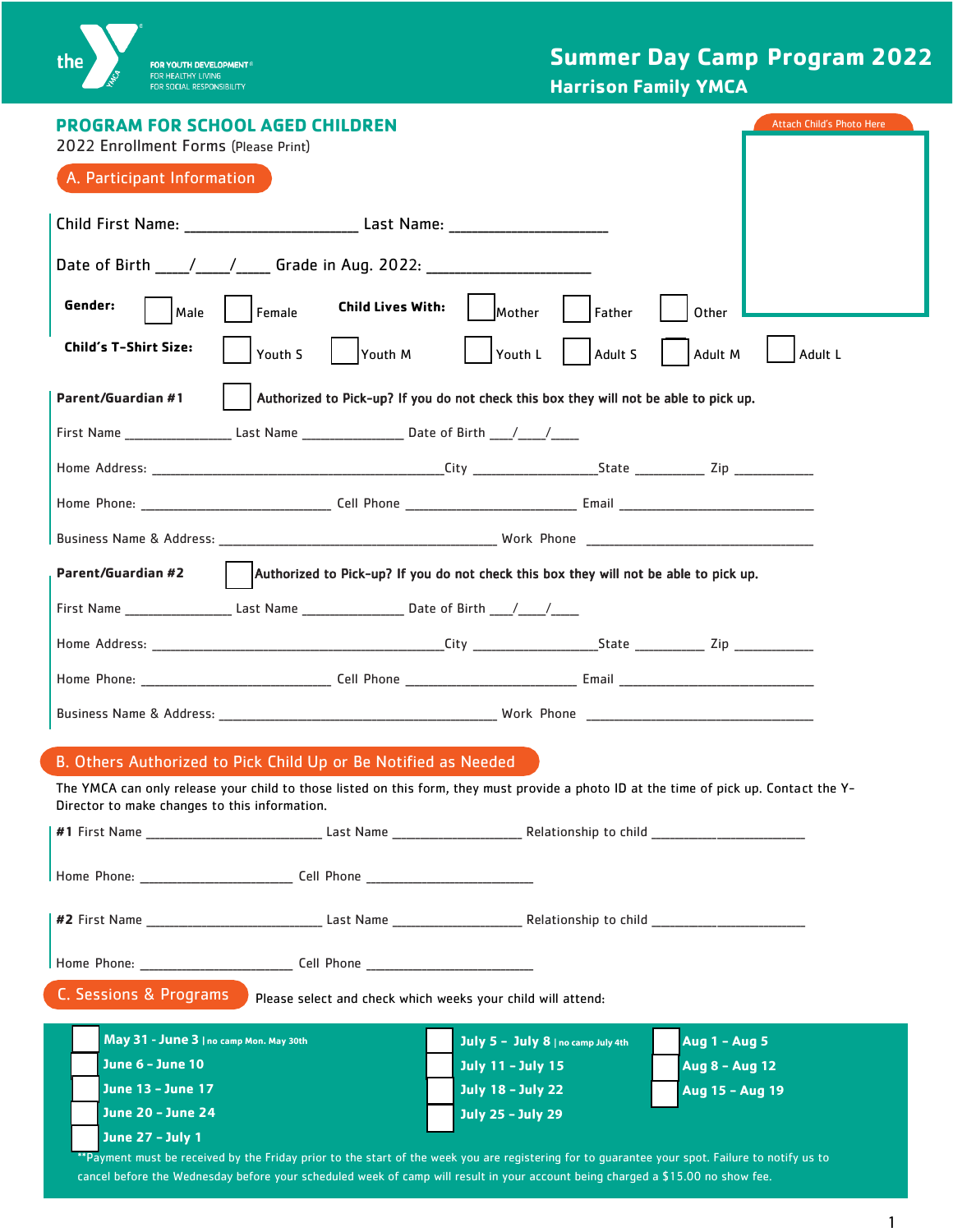the YMCA — FOR YOUTH DEVELOPMENT® FOR HEALTHY LIVING FOR SOCIAL RESPONSIBILITY

# Summer Day Camp Program 2022

## Harrison Family YMCA

## PROGRAM FOR SCHOOL AGED CHILDREN

2022 Enrollment Forms (Please Print)

Attach Child's Photo Here

### A. Participant Information

Child First Name: ______________________ Last Name: ____________________

Date of Birth ____/____/____ Grade in Aug. 2022: ____________________

**Gender:** ☐ Male ☐ Female **Child Lives With:** ☐ Mother ☐ Father ☐ Other

**Child's T-Shirt Size:** ☐ Youth S ☐ Youth M ☐ Youth L ☐ Adult S ☐ Adult M ☐ Adult L

**Parent/Guardian #1** ☐ **Authorized to Pick-up? If you do not check this box they will not be able to pick up.**

First Name _______________ Last Name _______________ Date of Birth ___/____/____

Home Address: ____________________________________________City _________________State __________ Zip ___________

Home Phone: ___________________________ Cell Phone __________________________ Email _____________________________

Business Name & Address: ________________________________________ Work Phone __________________________________

**Parent/Guardian #2** ☐ **Authorized to Pick-up? If you do not check this box they will not be able to pick up.**

First Name _______________ Last Name _______________ Date of Birth ___/____/____

Home Address: ____________________________________________City _________________State __________ Zip ___________

Home Phone: ___________________________ Cell Phone __________________________ Email _____________________________

Business Name & Address: ________________________________________ Work Phone __________________________________

### B. Others Authorized to Pick Child Up or Be Notified as Needed

The YMCA can only release your child to those listed on this form, they must provide a photo ID at the time of pick up. Contact the Y-Director to make changes to this information.

**#1** First Name ___________________________ Last Name ___________________ Relationship to child _______________________

Home Phone: _______________________ Cell Phone _________________________

**#2** First Name ___________________________ Last Name ___________________ Relationship to child _______________________

Home Phone: _______________________ Cell Phone _________________________

### C. Sessions & Programs

Please select and check which weeks your child will attend:

- ☐ **May 31 - June 3** | no camp Mon. May 30th
- ☐ **June 6 - June 10**
- ☐ **June 13 - June 17**
- ☐ **June 20 - June 24**
- ☐ **June 27 - July 1**
- ☐ **July 5 - July 8** | no camp July 4th
- ☐ **July 11 - July 15**
- ☐ **July 18 - July 22**
- ☐ **July 25 - July 29**
- ☐ **Aug 1 - Aug 5**
- ☐ **Aug 8 - Aug 12**
- ☐ **Aug 15 - Aug 19**

**Payment must be received by the Friday prior to the start of the week you are registering for to guarantee your spot. Failure to notify us to cancel before the Wednesday before your scheduled week of camp will result in your account being charged a $15.00 no show fee.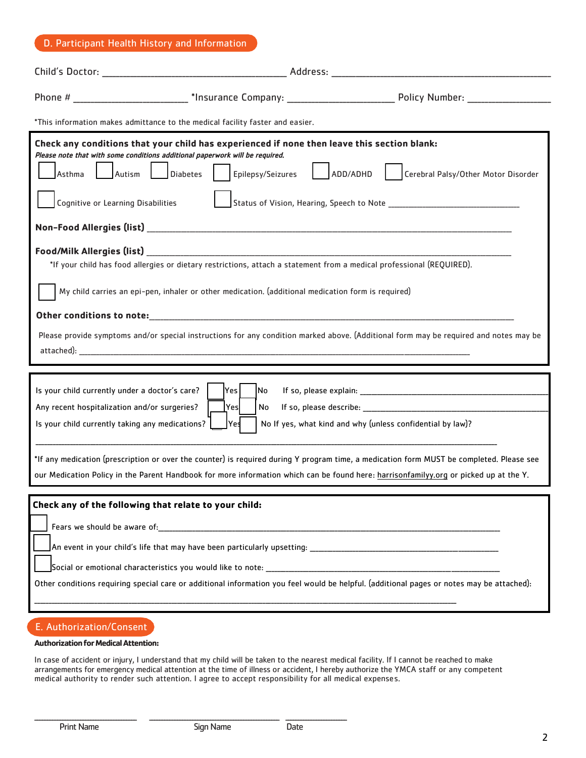## D. Participant Health History and Information

Child's Doctor: ______________________________ Address: ____________________________________

Phone # ____________________ *Insurance Company: ___________________ Policy Number: ______________

*This information makes admittance to the medical facility faster and easier.

**Check any conditions that your child has experienced if none then leave this section blank:**
***Please note that with some conditions additional paperwork will be required.***

☐ Asthma ☐ Autism ☐ Diabetes ☐ Epilepsy/Seizures ☐ ADD/ADHD ☐ Cerebral Palsy/Other Motor Disorder

☐ Cognitive or Learning Disabilities ☐ Status of Vision, Hearing, Speech to Note ____________________________

**Non-Food Allergies (list)** ____________________________________________________________________

**Food/Milk Allergies (list)** ____________________________________________________________________

*If your child has food allergies or dietary restrictions, attach a statement from a medical professional (REQUIRED).

☐ My child carries an epi-pen, inhaler or other medication. (additional medication form is required)

**Other conditions to note:**____________________________________________________________________

Please provide symptoms and/or special instructions for any condition marked above. (Additional form may be required and notes may be attached): ____________________________________________________________________

Is your child currently under a doctor's care? ☐ Yes ☐ No If so, please explain: ______________________________

Any recent hospitalization and/or surgeries? ☐ Yes ☐ No If so, please describe: ______________________________

Is your child currently taking any medications? ☐ Yes ☐ No If yes, what kind and why (unless confidential by law)?

____________________________________________________________________

*If any medication (prescription or over the counter) is required during Y program time, a medication form MUST be completed. Please see our Medication Policy in the Parent Handbook for more information which can be found here: harrisonfamilyy.org or picked up at the Y.

**Check any of the following that relate to your child:**

☐ Fears we should be aware of:____________________________________________________________________

☐ An event in your child's life that may have been particularly upsetting: ______________________________

☐ Social or emotional characteristics you would like to note: ____________________________________________

Other conditions requiring special care or additional information you feel would be helpful. (additional pages or notes may be attached):

____________________________________________________________________

## E. Authorization/Consent

**Authorization for Medical Attention:**

In case of accident or injury, I understand that my child will be taken to the nearest medical facility. If I cannot be reached to make arrangements for emergency medical attention at the time of illness or accident, I hereby authorize the YMCA staff or any competent medical authority to render such attention. I agree to accept responsibility for all medical expenses.

______________________ ______________________ ______________

Print Name Sign Name Date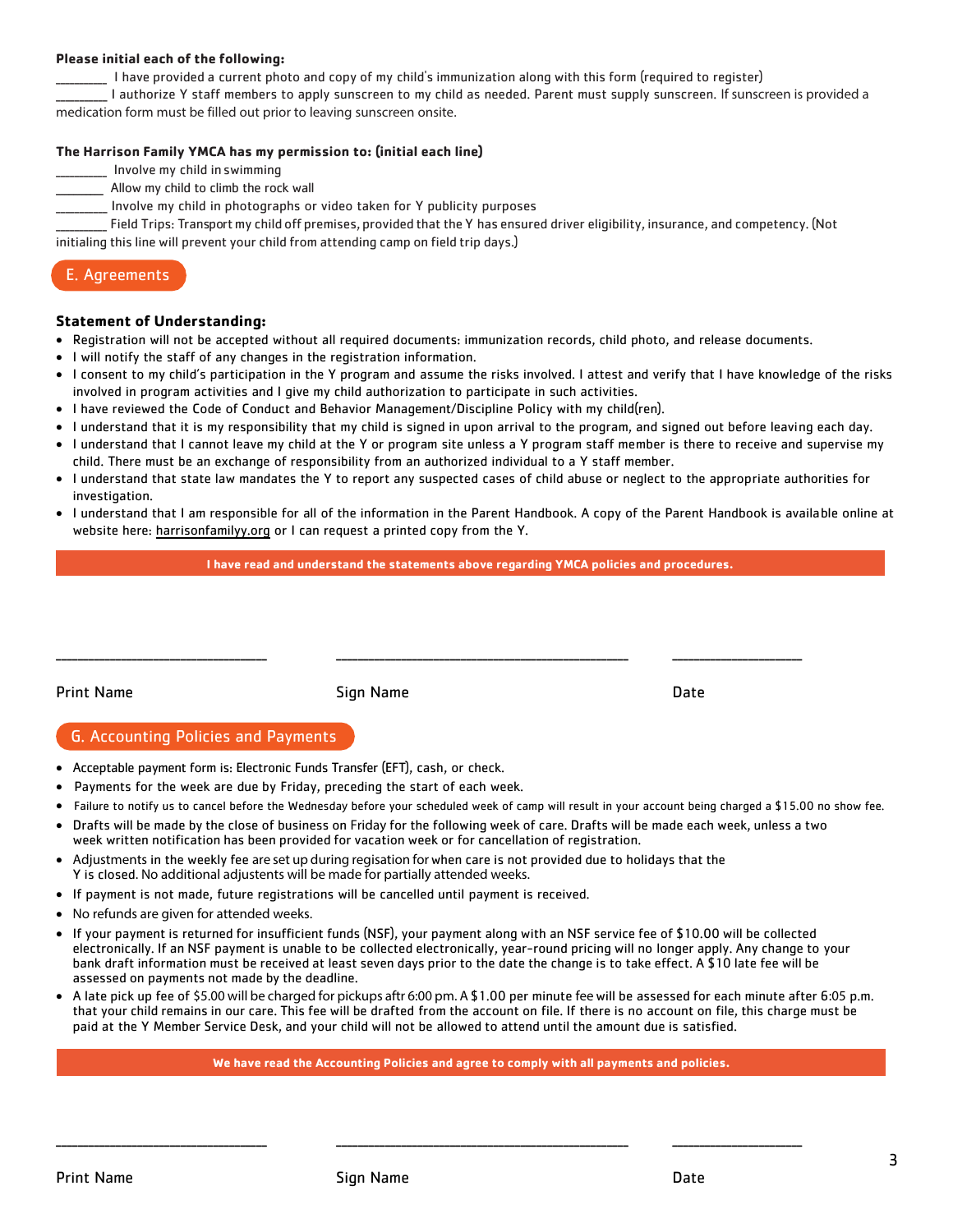**Please initial each of the following:**

________ I have provided a current photo and copy of my child's immunization along with this form (required to register)

________ I authorize Y staff members to apply sunscreen to my child as needed. Parent must supply sunscreen. If sunscreen is provided a medication form must be filled out prior to leaving sunscreen onsite.

**The Harrison Family YMCA has my permission to: (initial each line)**

________ Involve my child in swimming

________ Allow my child to climb the rock wall

________ Involve my child in photographs or video taken for Y publicity purposes

________ Field Trips: Transport my child off premises, provided that the Y has ensured driver eligibility, insurance, and competency. (Not initialing this line will prevent your child from attending camp on field trip days.)

## E. Agreements

**Statement of Understanding:**

- Registration will not be accepted without all required documents: immunization records, child photo, and release documents.
- I will notify the staff of any changes in the registration information.
- I consent to my child's participation in the Y program and assume the risks involved. I attest and verify that I have knowledge of the risks involved in program activities and I give my child authorization to participate in such activities.
- I have reviewed the Code of Conduct and Behavior Management/Discipline Policy with my child(ren).
- I understand that it is my responsibility that my child is signed in upon arrival to the program, and signed out before leaving each day.
- I understand that I cannot leave my child at the Y or program site unless a Y program staff member is there to receive and supervise my child. There must be an exchange of responsibility from an authorized individual to a Y staff member.
- I understand that state law mandates the Y to report any suspected cases of child abuse or neglect to the appropriate authorities for investigation.
- I understand that I am responsible for all of the information in the Parent Handbook. A copy of the Parent Handbook is available online at website here: harrisonfamilyy.org or I can request a printed copy from the Y.

**I have read and understand the statements above regarding YMCA policies and procedures.**

______________________________ ________________________________________ __________________

Print Name Sign Name Date

## G. Accounting Policies and Payments

- Acceptable payment form is: Electronic Funds Transfer (EFT), cash, or check.
- Payments for the week are due by Friday, preceding the start of each week.
- Failure to notify us to cancel before the Wednesday before your scheduled week of camp will result in your account being charged a $15.00 no show fee.
- Drafts will be made by the close of business on Friday for the following week of care. Drafts will be made each week, unless a two week written notification has been provided for vacation week or for cancellation of registration.
- Adjustments in the weekly fee are set up during regisation for when care is not provided due to holidays that the Y is closed. No additional adjustents will be made for partially attended weeks.
- If payment is not made, future registrations will be cancelled until payment is received.
- No refunds are given for attended weeks.
- If your payment is returned for insufficient funds (NSF), your payment along with an NSF service fee of $10.00 will be collected electronically. If an NSF payment is unable to be collected electronically, year-round pricing will no longer apply. Any change to your bank draft information must be received at least seven days prior to the date the change is to take effect. A $10 late fee will be assessed on payments not made by the deadline.
- A late pick up fee of $5.00 will be charged for pickups aftr 6:00 pm. A $1.00 per minute fee will be assessed for each minute after 6:05 p.m. that your child remains in our care. This fee will be drafted from the account on file. If there is no account on file, this charge must be paid at the Y Member Service Desk, and your child will not be allowed to attend until the amount due is satisfied.

**We have read the Accounting Policies and agree to comply with all payments and policies.**

______________________________ ________________________________________ __________________

Print Name Sign Name Date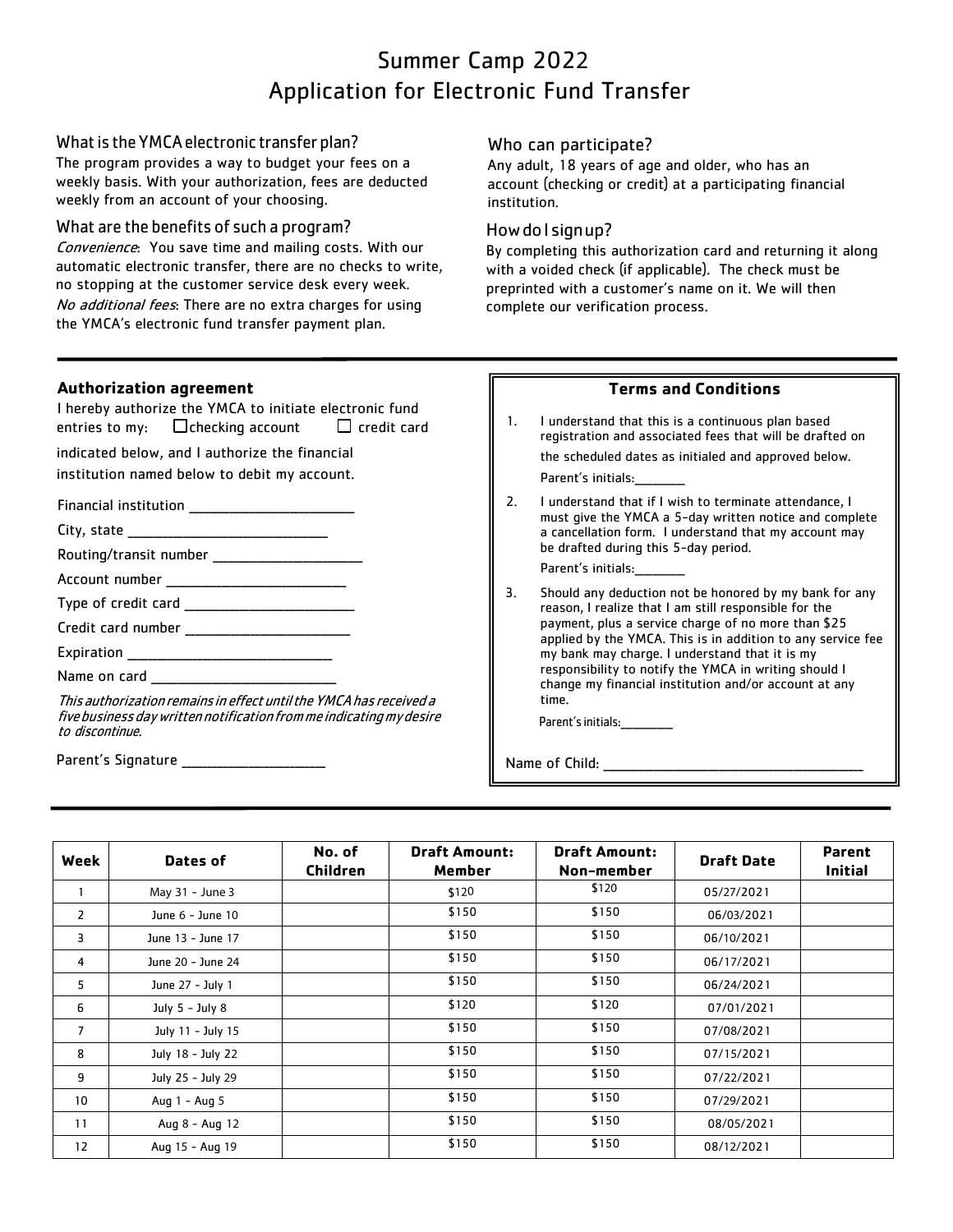# Summary Camp 2022
## Application for Electronic Fund Transfer

### What is the YMCA electronic transfer plan?

The program provides a way to budget your fees on a weekly basis. With your authorization, fees are deducted weekly from an account of your choosing.

### What are the benefits of such a program?

*Convenience*: You save time and mailing costs. With our automatic electronic transfer, there are no checks to write, no stopping at the customer service desk every week.

*No additional fees*: There are no extra charges for using the YMCA's electronic fund transfer payment plan.

### Who can participate?

Any adult, 18 years of age and older, who has an account (checking or credit) at a participating financial institution.

### How do I sign up?

By completing this authorization card and returning it along with a voided check (if applicable). The check must be preprinted with a customer's name on it. We will then complete our verification process.

---

**Authorization agreement**

I hereby authorize the YMCA to initiate electronic fund entries to my: ☐ checking account ☐ credit card indicated below, and I authorize the financial institution named below to debit my account.

Financial institution ______________________

City, state ___________________________

Routing/transit number ___________________

Account number ________________________

Type of credit card _______________________

Credit card number _______________________

Expiration ____________________________

Name on card __________________________

*This authorization remains in effect until the YMCA has received a five business day written notification from me indicating my desire to discontinue.*

Parent's Signature ___________________

**Terms and Conditions**

1. I understand that this is a continuous plan based registration and associated fees that will be drafted on the scheduled dates as initialed and approved below.

   Parent's initials:_______

2. I understand that if I wish to terminate attendance, I must give the YMCA a 5-day written notice and complete a cancellation form. I understand that my account may be drafted during this 5-day period.

   Parent's initials:_______

3. Should any deduction not be honored by my bank for any reason, I realize that I am still responsible for the payment, plus a service charge of no more than $25 applied by the YMCA. This is in addition to any service fee my bank may charge. I understand that it is my responsibility to notify the YMCA in writing should I change my financial institution and/or account at any time.

   Parent's initials:_______

Name of Child: ___________________________________

---

| Week | Dates of | No. of Children | Draft Amount: Member | Draft Amount: Non-member | Draft Date | Parent Initial |
|---|---|---|---|---|---|---|
| 1 | May 31 - June 3 | | $120 | $120 | 05/27/2021 | |
| 2 | June 6 - June 10 | | $150 | $150 | 06/03/2021 | |
| 3 | June 13 - June 17 | | $150 | $150 | 06/10/2021 | |
| 4 | June 20 - June 24 | | $150 | $150 | 06/17/2021 | |
| 5 | June 27 - July 1 | | $150 | $150 | 06/24/2021 | |
| 6 | July 5 - July 8 | | $120 | $120 | 07/01/2021 | |
| 7 | July 11 - July 15 | | $150 | $150 | 07/08/2021 | |
| 8 | July 18 - July 22 | | $150 | $150 | 07/15/2021 | |
| 9 | July 25 - July 29 | | $150 | $150 | 07/22/2021 | |
| 10 | Aug 1 - Aug 5 | | $150 | $150 | 07/29/2021 | |
| 11 | Aug 8 - Aug 12 | | $150 | $150 | 08/05/2021 | |
| 12 | Aug 15 - Aug 19 | | $150 | $150 | 08/12/2021 | |